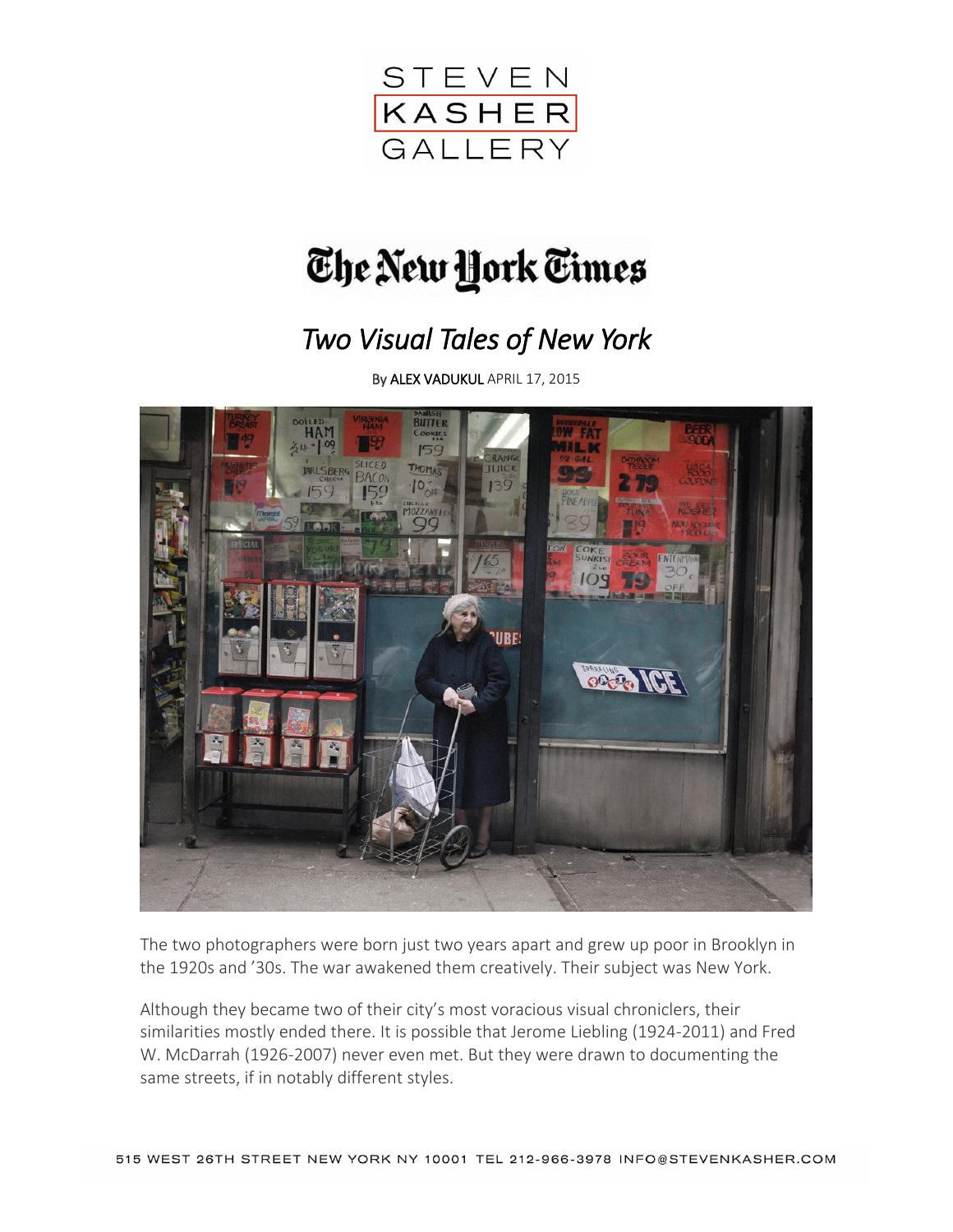STEVEN
KASHER
GALLERY

The New York Times

# *Two Visual Tales of New York*

By ALEX VADUKUL APRIL 17, 2015

The two photographers were born just two years apart and grew up poor in Brooklyn in the 1920s and '30s. The war awakened them creatively. Their subject was New York.

Although they became two of their city's most voracious visual chroniclers, their similarities mostly ended there. It is possible that Jerome Liebling (1924-2011) and Fred W. McDarrah (1926-2007) never even met. But they were drawn to documenting the same streets, if in notably different styles.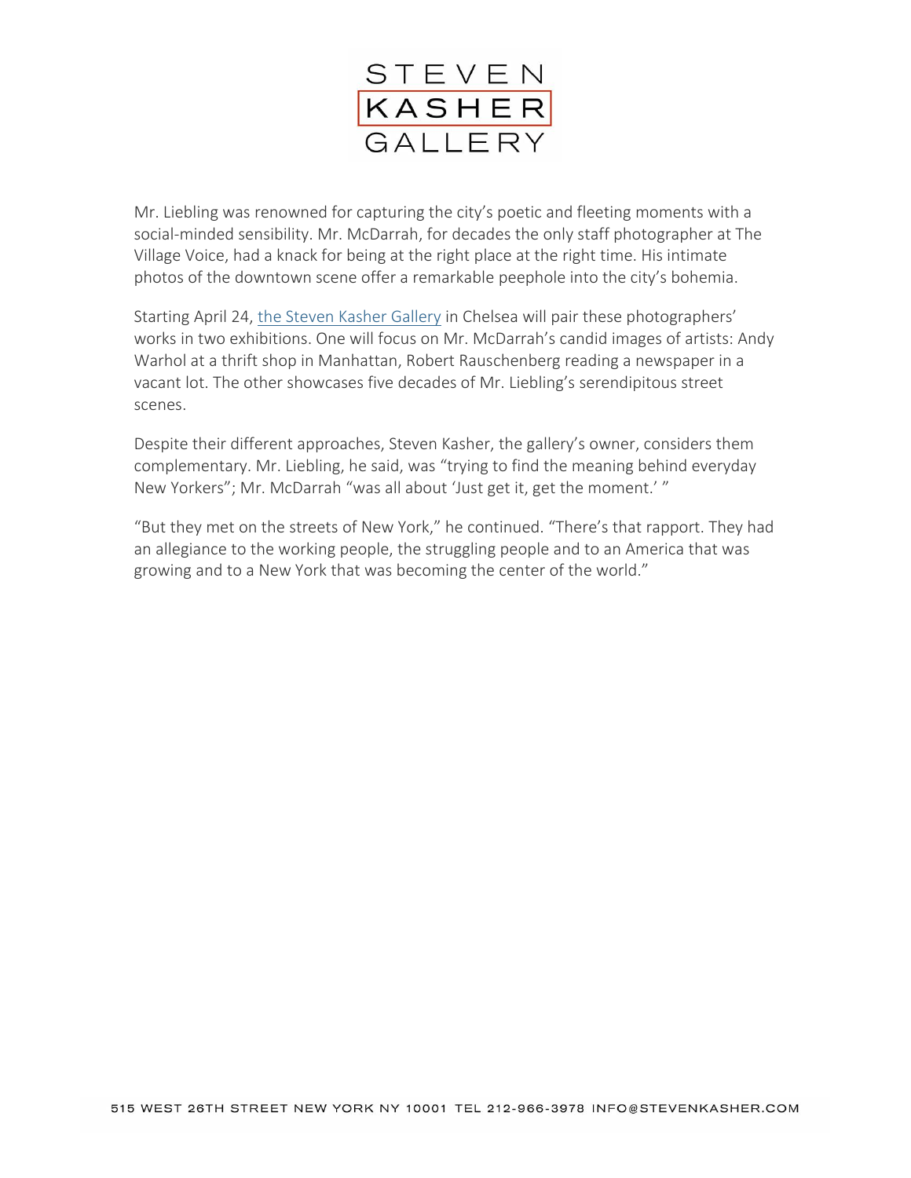Mr. Liebling was renowned for capturing the city's poetic and fleeting moments with a social-minded sensibility. Mr. McDarrah, for decades the only staff photographer at The Village Voice, had a knack for being at the right place at the right time. His intimate photos of the downtown scene offer a remarkable peephole into the city's bohemia.

Starting April 24, the Steven Kasher Gallery in Chelsea will pair these photographers' works in two exhibitions. One will focus on Mr. McDarrah's candid images of artists: Andy Warhol at a thrift shop in Manhattan, Robert Rauschenberg reading a newspaper in a vacant lot. The other showcases five decades of Mr. Liebling's serendipitous street scenes.

Despite their different approaches, Steven Kasher, the gallery's owner, considers them complementary. Mr. Liebling, he said, was "trying to find the meaning behind everyday New Yorkers"; Mr. McDarrah "was all about 'Just get it, get the moment.' "

"But they met on the streets of New York," he continued. "There's that rapport. They had an allegiance to the working people, the struggling people and to an America that was growing and to a New York that was becoming the center of the world."